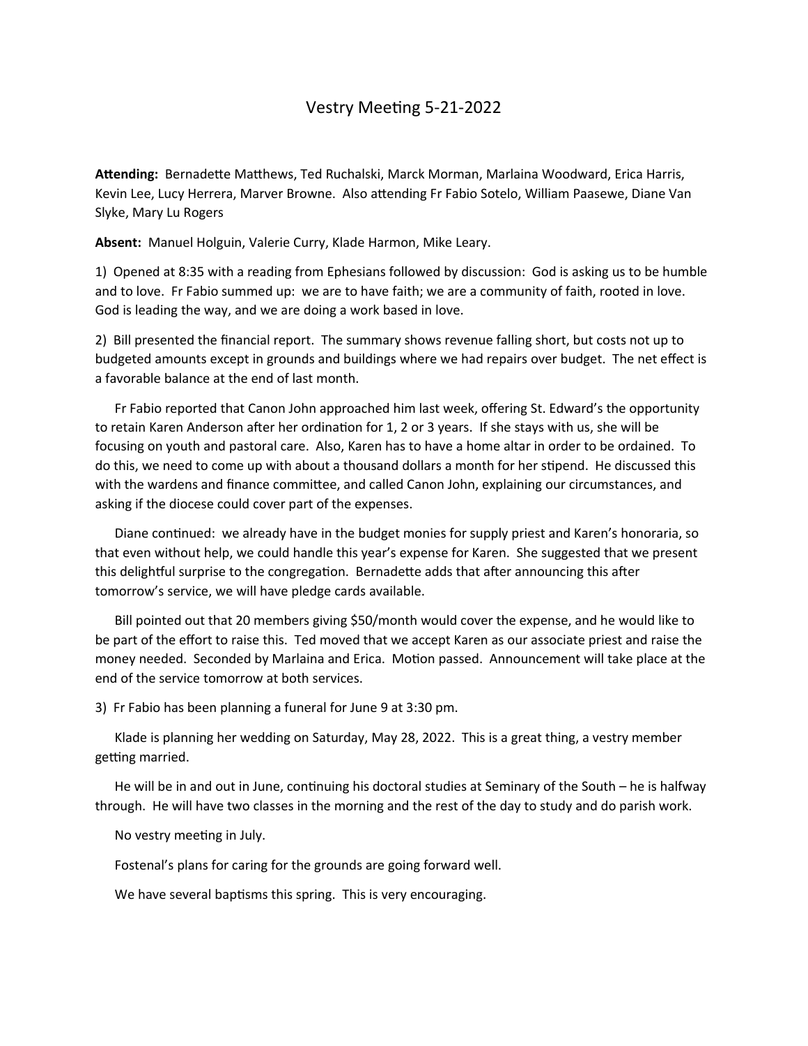# Vestry Meeting 5-21-2022

**Attending:** Bernadette Matthews, Ted Ruchalski, Marck Morman, Marlaina Woodward, Erica Harris, Kevin Lee, Lucy Herrera, Marver Browne. Also attending Fr Fabio Sotelo, William Paasewe, Diane Van Slyke, Mary Lu Rogers

**Absent:** Manuel Holguin, Valerie Curry, Klade Harmon, Mike Leary.

1) Opened at 8:35 with a reading from Ephesians followed by discussion: God is asking us to be humble and to love. Fr Fabio summed up: we are to have faith; we are a community of faith, rooted in love. God is leading the way, and we are doing a work based in love.

2) Bill presented the financial report. The summary shows revenue falling short, but costs not up to budgeted amounts except in grounds and buildings where we had repairs over budget. The net effect is a favorable balance at the end of last month.

Fr Fabio reported that Canon John approached him last week, offering St. Edward's the opportunity to retain Karen Anderson after her ordination for 1, 2 or 3 years. If she stays with us, she will be focusing on youth and pastoral care. Also, Karen has to have a home altar in order to be ordained. To do this, we need to come up with about a thousand dollars a month for her stipend. He discussed this with the wardens and finance committee, and called Canon John, explaining our circumstances, and asking if the diocese could cover part of the expenses.

Diane continued: we already have in the budget monies for supply priest and Karen's honoraria, so that even without help, we could handle this year's expense for Karen. She suggested that we present this delightful surprise to the congregation. Bernadette adds that after announcing this after tomorrow's service, we will have pledge cards available.

Bill pointed out that 20 members giving $50/month would cover the expense, and he would like to be part of the effort to raise this. Ted moved that we accept Karen as our associate priest and raise the money needed. Seconded by Marlaina and Erica. Motion passed. Announcement will take place at the end of the service tomorrow at both services.

3) Fr Fabio has been planning a funeral for June 9 at 3:30 pm.

Klade is planning her wedding on Saturday, May 28, 2022. This is a great thing, a vestry member getting married.

He will be in and out in June, continuing his doctoral studies at Seminary of the South – he is halfway through. He will have two classes in the morning and the rest of the day to study and do parish work.

No vestry meeting in July.

Fostenal's plans for caring for the grounds are going forward well.

We have several baptisms this spring. This is very encouraging.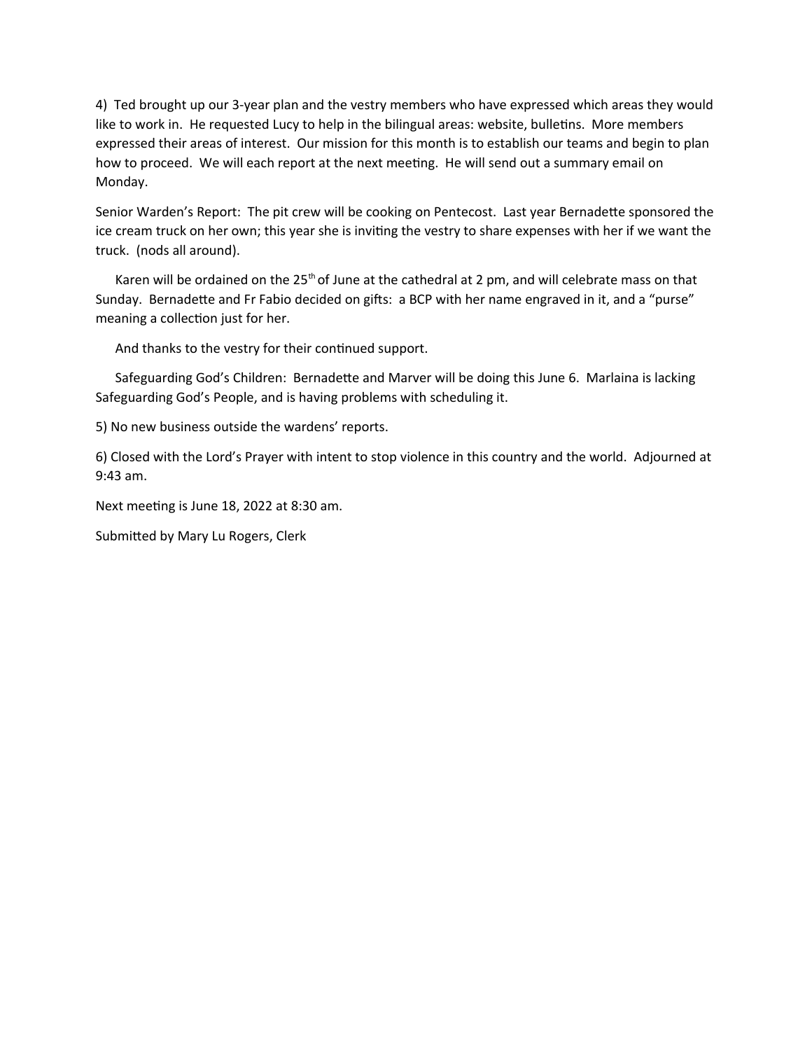4) Ted brought up our 3-year plan and the vestry members who have expressed which areas they would like to work in. He requested Lucy to help in the bilingual areas: website, bulletins. More members expressed their areas of interest. Our mission for this month is to establish our teams and begin to plan how to proceed. We will each report at the next meeting. He will send out a summary email on Monday.

Senior Warden's Report: The pit crew will be cooking on Pentecost. Last year Bernadette sponsored the ice cream truck on her own; this year she is inviting the vestry to share expenses with her if we want the truck. (nods all around).

Karen will be ordained on the 25th of June at the cathedral at 2 pm, and will celebrate mass on that Sunday. Bernadette and Fr Fabio decided on gifts: a BCP with her name engraved in it, and a "purse" meaning a collection just for her.

And thanks to the vestry for their continued support.

Safeguarding God's Children: Bernadette and Marver will be doing this June 6. Marlaina is lacking Safeguarding God's People, and is having problems with scheduling it.

5) No new business outside the wardens' reports.

6) Closed with the Lord's Prayer with intent to stop violence in this country and the world. Adjourned at 9:43 am.

Next meeting is June 18, 2022 at 8:30 am.

Submitted by Mary Lu Rogers, Clerk